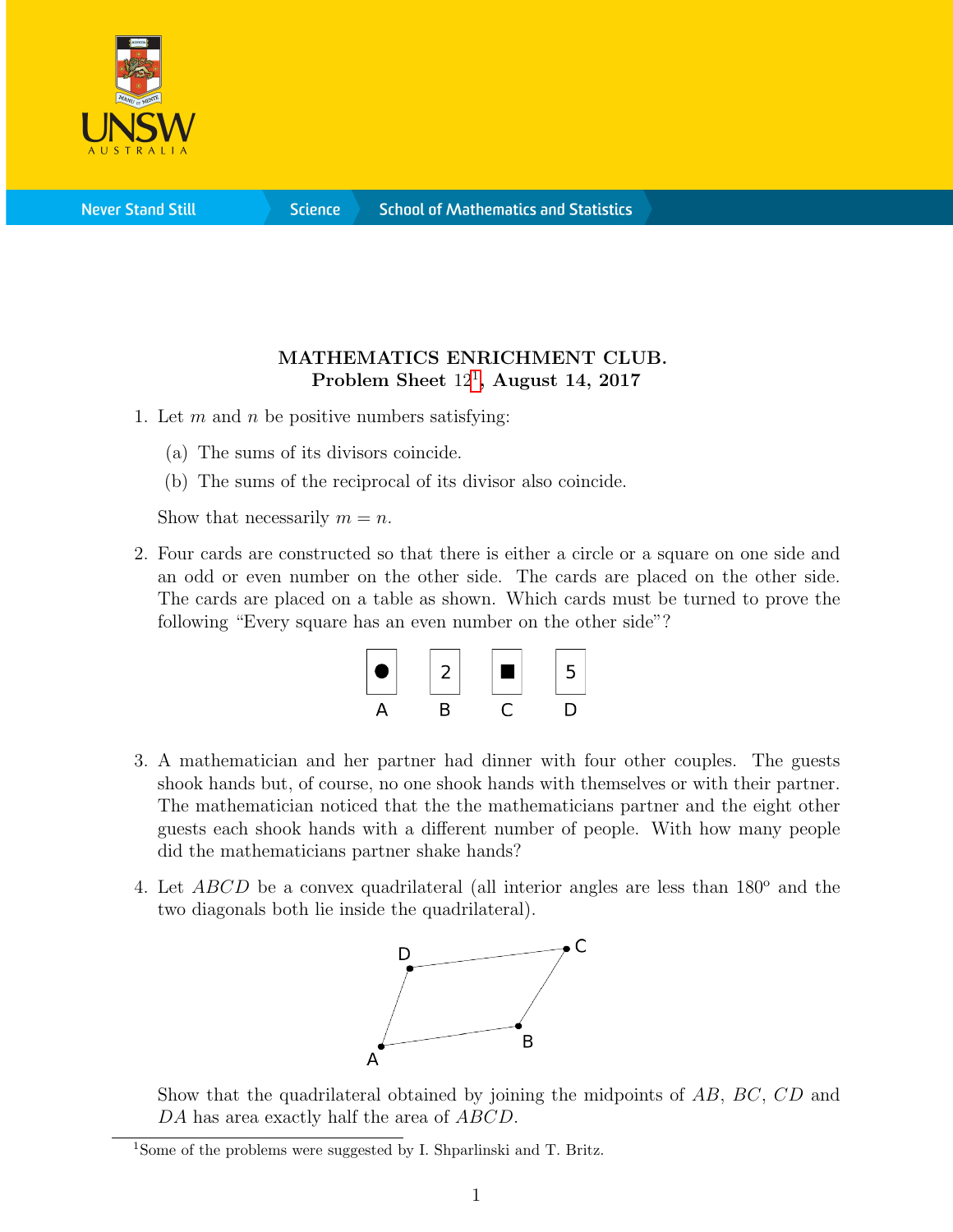**MATHEMATICS ENRICHMENT CLUB.**
**Problem Sheet 12[1], August 14, 2017**

1. Let $m$ and $n$ be positive numbers satisfying:

   (a) The sums of its divisors coincide.

   (b) The sums of the reciprocal of its divisor also coincide.

   Show that necessarily $m = n$.

2. Four cards are constructed so that there is either a circle or a square on one side and an odd or even number on the other side. The cards are placed on the other side. The cards are placed on a table as shown. Which cards must be turned to prove the following "Every square has an even number on the other side"?

   | ● | 2 | ■ | 5 |
   |---|---|---|---|
   | A | B | C | D |

3. A mathematician and her partner had dinner with four other couples. The guests shook hands but, of course, no one shook hands with themselves or with their partner. The mathematician noticed that the the mathematicians partner and the eight other guests each shook hands with a different number of people. With how many people did the mathematicians partner shake hands?

4. Let $ABCD$ be a convex quadrilateral (all interior angles are less than $180^o$ and the two diagonals both lie inside the quadrilateral).

   Show that the quadrilateral obtained by joining the midpoints of $AB$, $BC$, $CD$ and $DA$ has area exactly half the area of $ABCD$.

[1] Some of the problems were suggested by I. Shparlinski and T. Britz.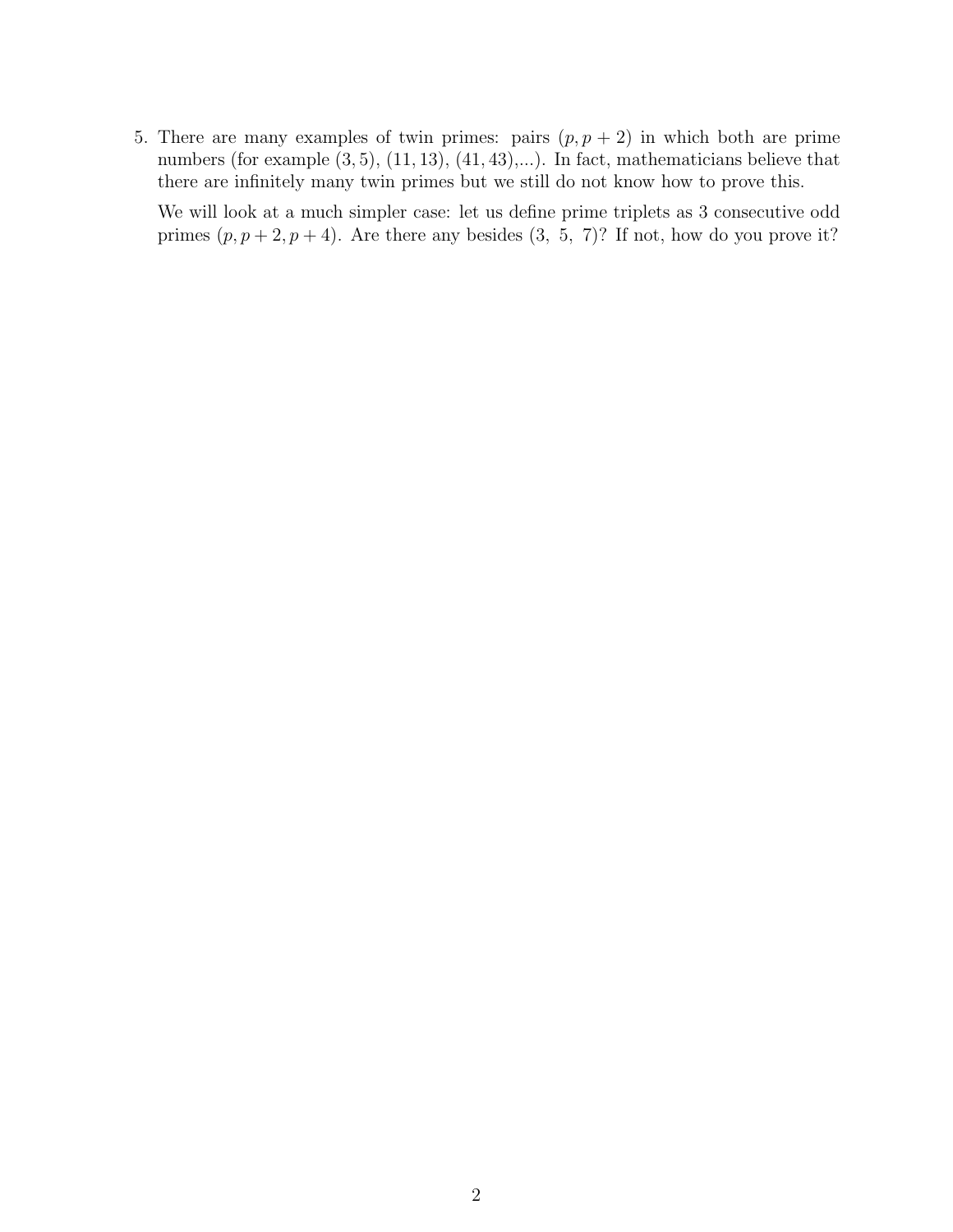5. There are many examples of twin primes: pairs $(p, p+2)$ in which both are prime numbers (for example $(3, 5)$, $(11, 13)$, $(41, 43)$,...). In fact, mathematicians believe that there are infinitely many twin primes but we still do not know how to prove this.

   We will look at a much simpler case: let us define prime triplets as 3 consecutive odd primes $(p, p+2, p+4)$. Are there any besides $(3,\ 5,\ 7)$? If not, how do you prove it?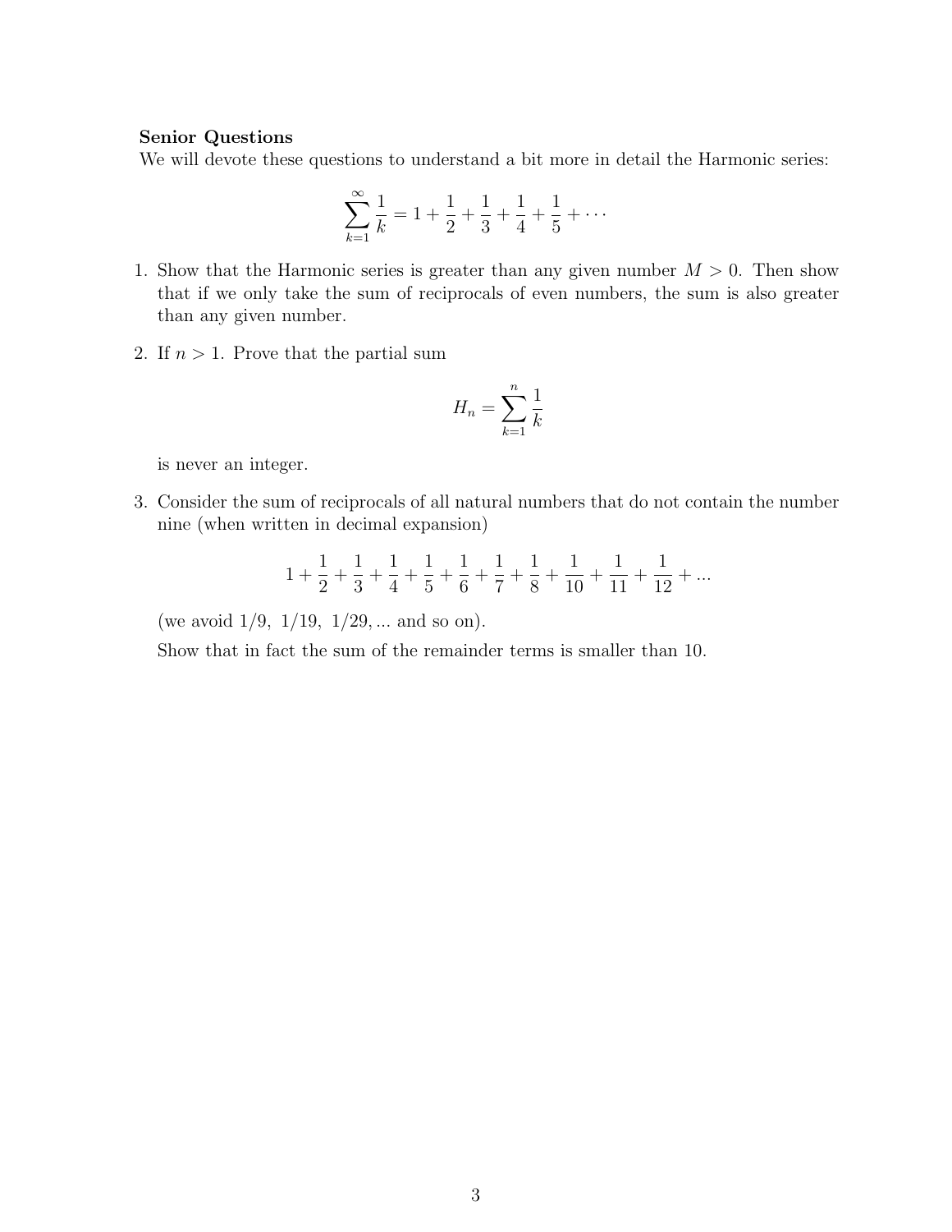**Senior Questions**

We will devote these questions to understand a bit more in detail the Harmonic series:

$$\sum_{k=1}^{\infty} \frac{1}{k} = 1 + \frac{1}{2} + \frac{1}{3} + \frac{1}{4} + \frac{1}{5} + \cdots$$

1. Show that the Harmonic series is greater than any given number $M > 0$. Then show that if we only take the sum of reciprocals of even numbers, the sum is also greater than any given number.

2. If $n > 1$. Prove that the partial sum

   $$H_n = \sum_{k=1}^{n} \frac{1}{k}$$

   is never an integer.

3. Consider the sum of reciprocals of all natural numbers that do not contain the number nine (when written in decimal expansion)

   $$1 + \frac{1}{2} + \frac{1}{3} + \frac{1}{4} + \frac{1}{5} + \frac{1}{6} + \frac{1}{7} + \frac{1}{8} + \frac{1}{10} + \frac{1}{11} + \frac{1}{12} + ...$$

   (we avoid $1/9,\ 1/19,\ 1/29, ...$ and so on).

   Show that in fact the sum of the remainder terms is smaller than 10.